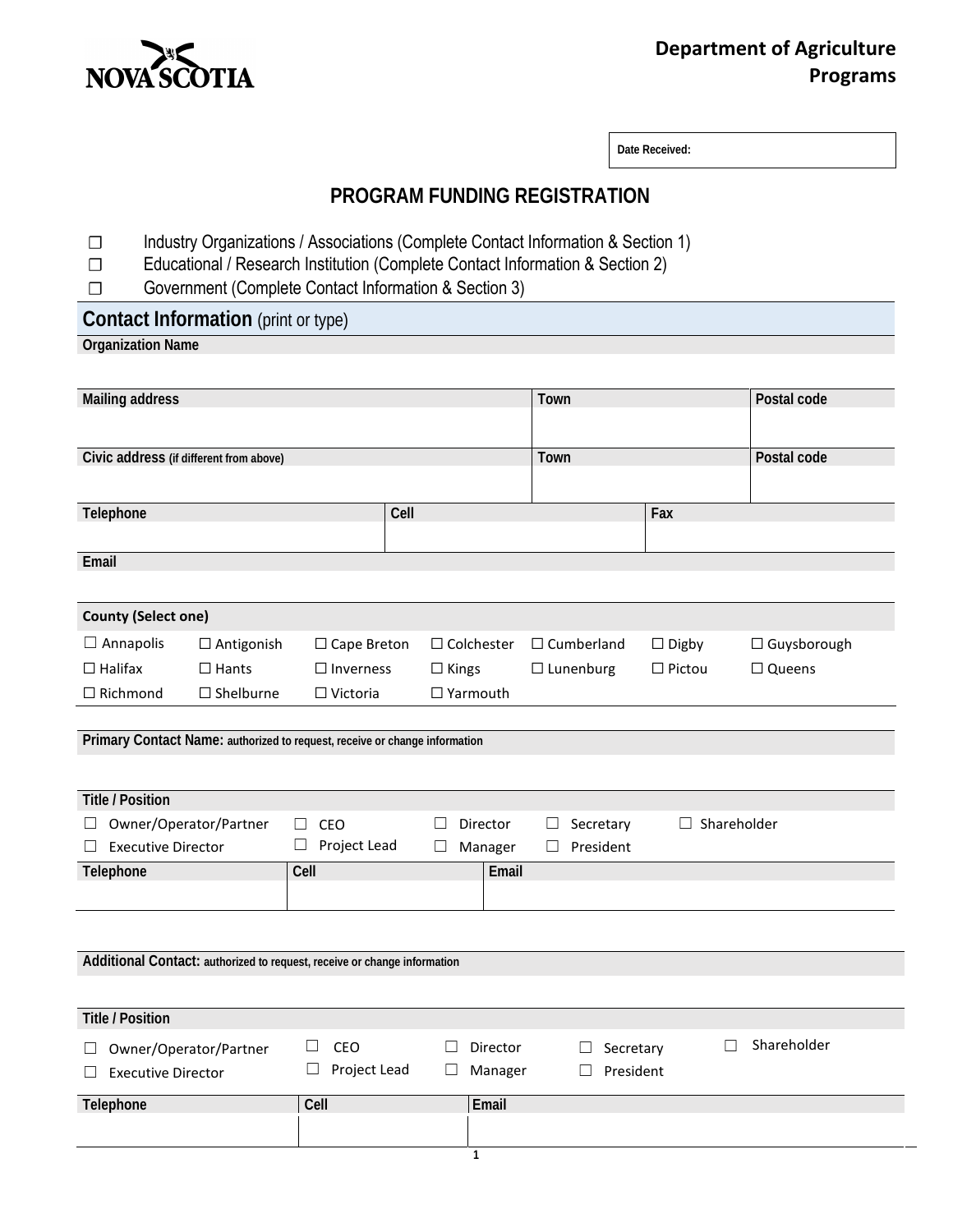**Department of Agriculture**
**Programs**

| Date Received: |
|---|

# PROGRAM FUNDING REGISTRATION

- ☐ Industry Organizations / Associations (Complete Contact Information & Section 1)
- ☐ Educational / Research Institution (Complete Contact Information & Section 2)
- ☐ Government (Complete Contact Information & Section 3)

## Contact Information (print or type)

| Organization Name | | |
|---|---|---|
| | | |
| **Mailing address** | **Town** | **Postal code** |
| | | |
| **Civic address** (if different from above) | **Town** | **Postal code** |
| | | |

| Telephone | Cell | Fax |
|---|---|---|
| | | |

| Email |
|---|
| |

**County (Select one)**

| | | | | | | |
|---|---|---|---|---|---|---|
| ☐ Annapolis | ☐ Antigonish | ☐ Cape Breton | ☐ Colchester | ☐ Cumberland | ☐ Digby | ☐ Guysborough |
| ☐ Halifax | ☐ Hants | ☐ Inverness | ☐ Kings | ☐ Lunenburg | ☐ Pictou | ☐ Queens |
| ☐ Richmond | ☐ Shelburne | ☐ Victoria | ☐ Yarmouth | | | |

**Primary Contact Name:** authorized to request, receive or change information

**Title / Position**

| | | | | |
|---|---|---|---|---|
| ☐ Owner/Operator/Partner | ☐ CEO | ☐ Director | ☐ Secretary | ☐ Shareholder |
| ☐ Executive Director | ☐ Project Lead | ☐ Manager | ☐ President | |

| Telephone | Cell | Email |
|---|---|---|
| | | |

**Additional Contact:** authorized to request, receive or change information

**Title / Position**

| | | | | |
|---|---|---|---|---|
| ☐ Owner/Operator/Partner | ☐ CEO | ☐ Director | ☐ Secretary | ☐ Shareholder |
| ☐ Executive Director | ☐ Project Lead | ☐ Manager | ☐ President | |

| Telephone | Cell | Email |
|---|---|---|
| | | |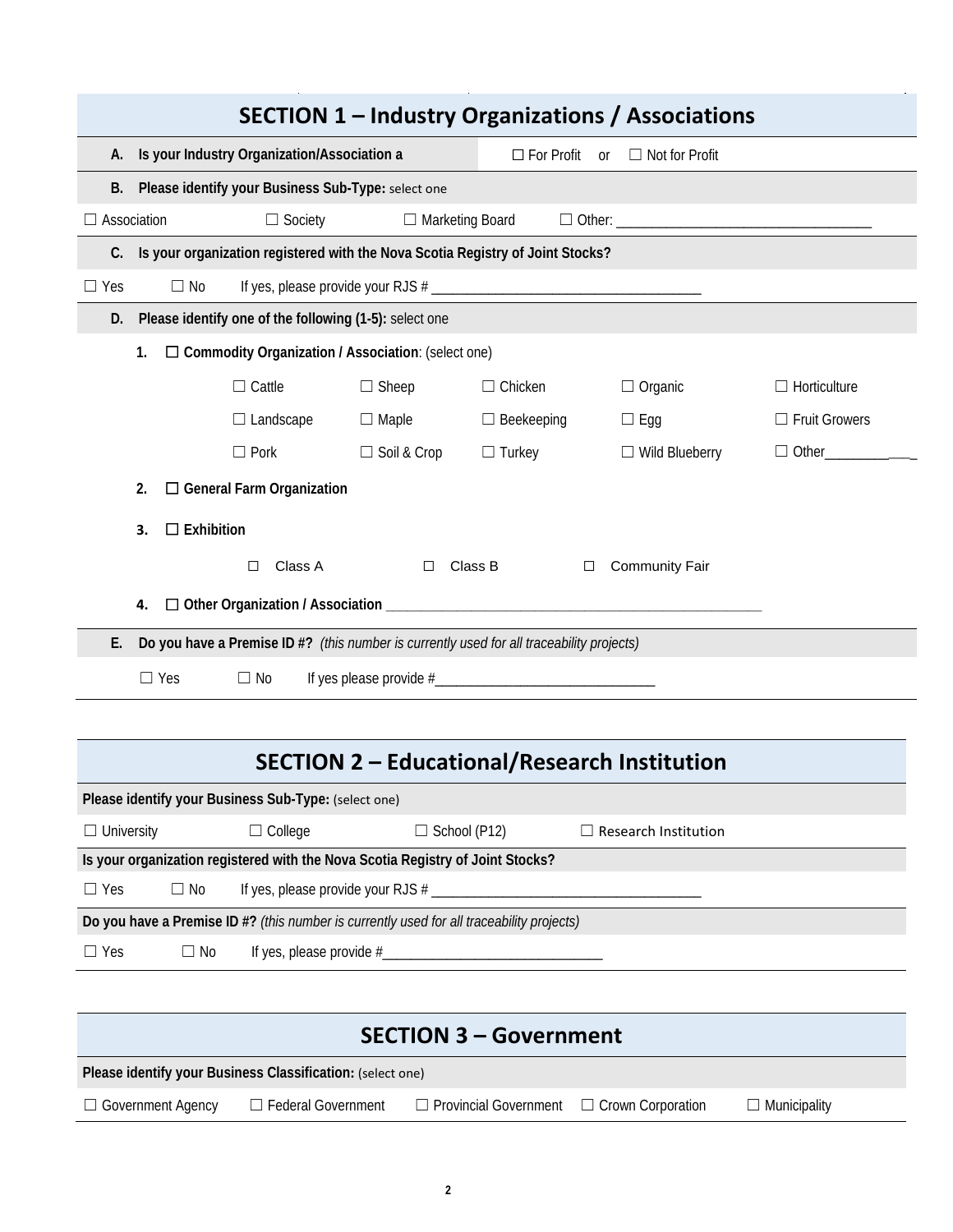## SECTION 1 – Industry Organizations / Associations

**A. Is your Industry Organization/Association a** ☐ For Profit or ☐ Not for Profit

**B. Please identify your Business Sub-Type:** select one

☐ Association ☐ Society ☐ Marketing Board ☐ Other: ___________________________________

**C. Is your organization registered with the Nova Scotia Registry of Joint Stocks?**

☐ Yes ☐ No If yes, please provide your RJS # _____________________________________

**D. Please identify one of the following (1-5):** select one

1. ☐ **Commodity Organization / Association**: (select one)

| | | | | |
|---|---|---|---|---|
| ☐ Cattle | ☐ Sheep | ☐ Chicken | ☐ Organic | ☐ Horticulture |
| ☐ Landscape | ☐ Maple | ☐ Beekeeping | ☐ Egg | ☐ Fruit Growers |
| ☐ Pork | ☐ Soil & Crop | ☐ Turkey | ☐ Wild Blueberry | ☐ Other____________ |

2. ☐ **General Farm Organization**

3. ☐ **Exhibition**

   ☐ Class A ☐ Class B ☐ Community Fair

4. ☐ **Other Organization / Association** _____________________________________________________

**E. Do you have a Premise ID #?** *(this number is currently used for all traceability projects)*

☐ Yes ☐ No If yes please provide #______________________________

## SECTION 2 – Educational/Research Institution

**Please identify your Business Sub-Type:** (select one)

☐ University ☐ College ☐ School (P12) ☐ Research Institution

**Is your organization registered with the Nova Scotia Registry of Joint Stocks?**

☐ Yes ☐ No If yes, please provide your RJS # _____________________________________

**Do you have a Premise ID #?** *(this number is currently used for all traceability projects)*

☐ Yes ☐ No If yes, please provide #______________________________

## SECTION 3 – Government

**Please identify your Business Classification:** (select one)

☐ Government Agency ☐ Federal Government ☐ Provincial Government ☐ Crown Corporation ☐ Municipality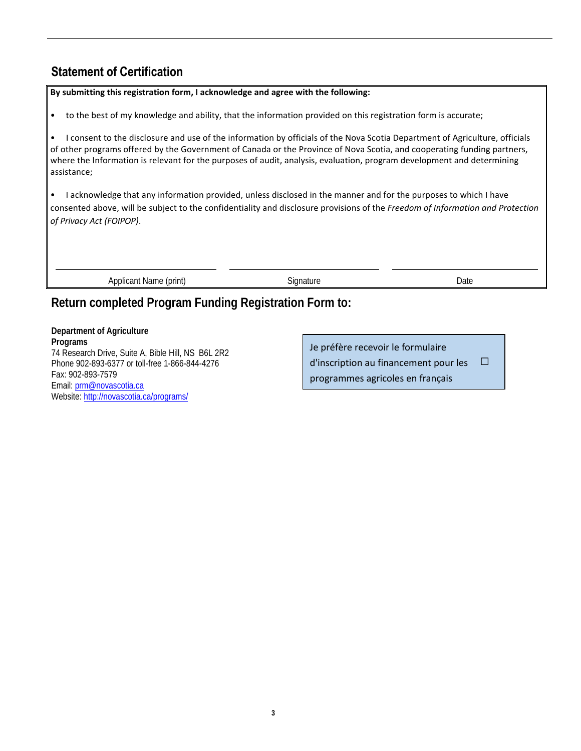## Statement of Certification

**By submitting this registration form, I acknowledge and agree with the following:**

- to the best of my knowledge and ability, that the information provided on this registration form is accurate;
- I consent to the disclosure and use of the information by officials of the Nova Scotia Department of Agriculture, officials of other programs offered by the Government of Canada or the Province of Nova Scotia, and cooperating funding partners, where the Information is relevant for the purposes of audit, analysis, evaluation, program development and determining assistance;
- I acknowledge that any information provided, unless disclosed in the manner and for the purposes to which I have consented above, will be subject to the confidentiality and disclosure provisions of the *Freedom of Information and Protection of Privacy Act (FOIPOP)*.

| Applicant Name (print) | Signature | Date |
| --- | --- | --- |
| | | |

## Return completed Program Funding Registration Form to:

**Department of Agriculture**
**Programs**
74 Research Drive, Suite A, Bible Hill, NS B6L 2R2
Phone 902-893-6377 or toll-free 1-866-844-4276
Fax: 902-893-7579
Email: prm@novascotia.ca
Website: http://novascotia.ca/programs/

Je préfère recevoir le formulaire d'inscription au financement pour les programmes agricoles en français ☐